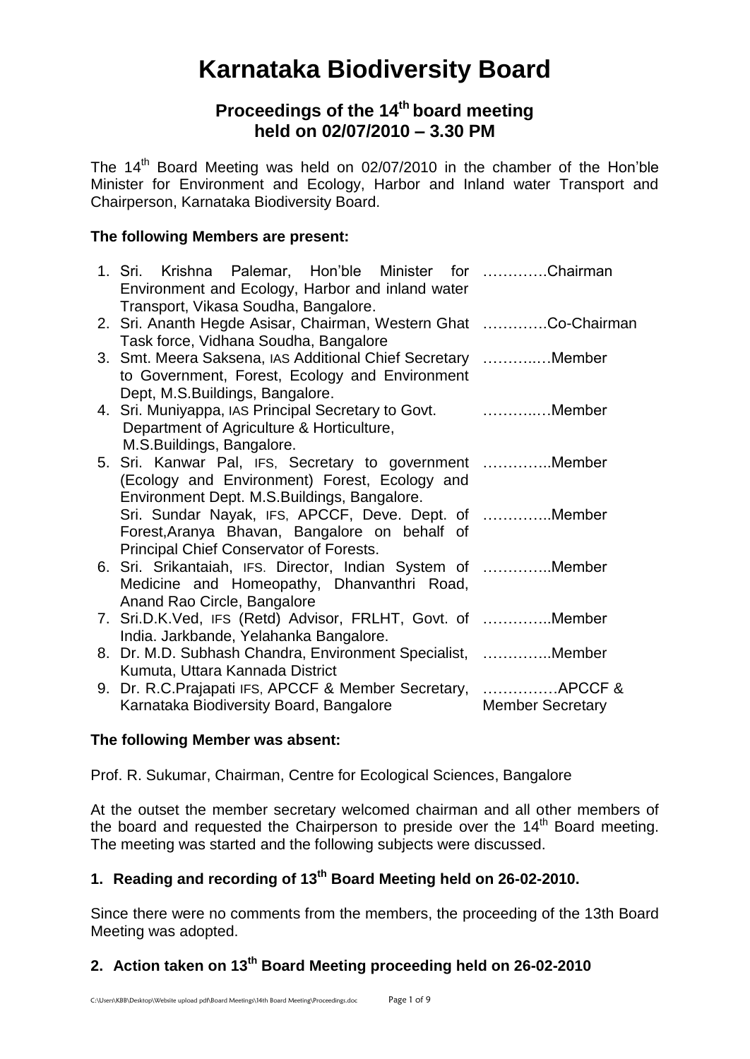# Karnataka Biodiversity Board

## Proceedings of the 14th board meeting held on 02/07/2010 – 3.30 PM

The 14th Board Meeting was held on 02/07/2010 in the chamber of the Hon'ble Minister for Environment and Ecology, Harbor and Inland water Transport and Chairperson, Karnataka Biodiversity Board.

**The following Members are present:**

1. Sri. Krishna Palemar, Hon'ble Minister for Environment and Ecology, Harbor and inland water Transport, Vikasa Soudha, Bangalore. ………….Chairman
2. Sri. Ananth Hegde Asisar, Chairman, Western Ghat Task force, Vidhana Soudha, Bangalore ………….Co-Chairman
3. Smt. Meera Saksena, IAS Additional Chief Secretary to Government, Forest, Ecology and Environment Dept, M.S.Buildings, Bangalore. ………..…Member
4. Sri. Muniyappa, IAS Principal Secretary to Govt. Department of Agriculture & Horticulture, M.S.Buildings, Bangalore. ………..…Member
5. Sri. Kanwar Pal, IFS, Secretary to government (Ecology and Environment) Forest, Ecology and Environment Dept. M.S.Buildings, Bangalore. …………..Member
   Sri. Sundar Nayak, IFS, APCCF, Deve. Dept. of Forest,Aranya Bhavan, Bangalore on behalf of Principal Chief Conservator of Forests. …………..Member
6. Sri. Srikantaiah, IFS. Director, Indian System of Medicine and Homeopathy, Dhanvanthri Road, Anand Rao Circle, Bangalore …………..Member
7. Sri.D.K.Ved, IFS (Retd) Advisor, FRLHT, Govt. of India. Jarkbande, Yelahanka Bangalore. …………..Member
8. Dr. M.D. Subhash Chandra, Environment Specialist, Kumuta, Uttara Kannada District …………..Member
9. Dr. R.C.Prajapati IFS, APCCF & Member Secretary, Karnataka Biodiversity Board, Bangalore ……………APCCF & Member Secretary

**The following Member was absent:**

Prof. R. Sukumar, Chairman, Centre for Ecological Sciences, Bangalore

At the outset the member secretary welcomed chairman and all other members of the board and requested the Chairperson to preside over the 14th Board meeting. The meeting was started and the following subjects were discussed.

### 1. Reading and recording of 13th Board Meeting held on 26-02-2010.

Since there were no comments from the members, the proceeding of the 13th Board Meeting was adopted.

### 2. Action taken on 13th Board Meeting proceeding held on 26-02-2010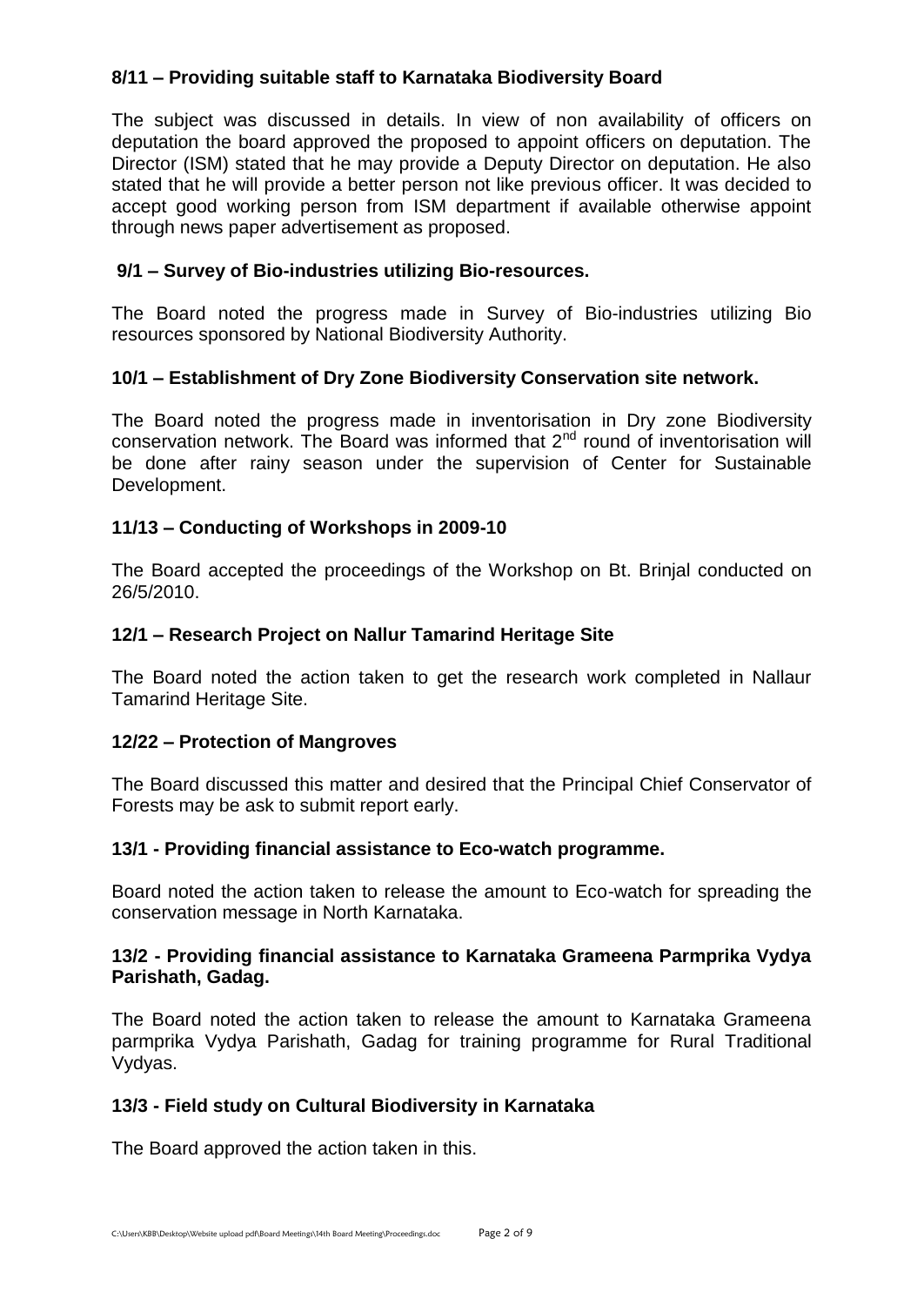**8/11 – Providing suitable staff to Karnataka Biodiversity Board**

The subject was discussed in details. In view of non availability of officers on deputation the board approved the proposed to appoint officers on deputation. The Director (ISM) stated that he may provide a Deputy Director on deputation. He also stated that he will provide a better person not like previous officer. It was decided to accept good working person from ISM department if available otherwise appoint through news paper advertisement as proposed.

**9/1 – Survey of Bio-industries utilizing Bio-resources.**

The Board noted the progress made in Survey of Bio-industries utilizing Bio resources sponsored by National Biodiversity Authority.

**10/1 – Establishment of Dry Zone Biodiversity Conservation site network.**

The Board noted the progress made in inventorisation in Dry zone Biodiversity conservation network. The Board was informed that 2nd round of inventorisation will be done after rainy season under the supervision of Center for Sustainable Development.

**11/13 – Conducting of Workshops in 2009-10**

The Board accepted the proceedings of the Workshop on Bt. Brinjal conducted on 26/5/2010.

**12/1 – Research Project on Nallur Tamarind Heritage Site**

The Board noted the action taken to get the research work completed in Nallaur Tamarind Heritage Site.

**12/22 – Protection of Mangroves**

The Board discussed this matter and desired that the Principal Chief Conservator of Forests may be ask to submit report early.

**13/1 - Providing financial assistance to Eco-watch programme.**

Board noted the action taken to release the amount to Eco-watch for spreading the conservation message in North Karnataka.

**13/2 - Providing financial assistance to Karnataka Grameena Parmprika Vydya Parishath, Gadag.**

The Board noted the action taken to release the amount to Karnataka Grameena parmprika Vydya Parishath, Gadag for training programme for Rural Traditional Vydyas.

**13/3 - Field study on Cultural Biodiversity in Karnataka**

The Board approved the action taken in this.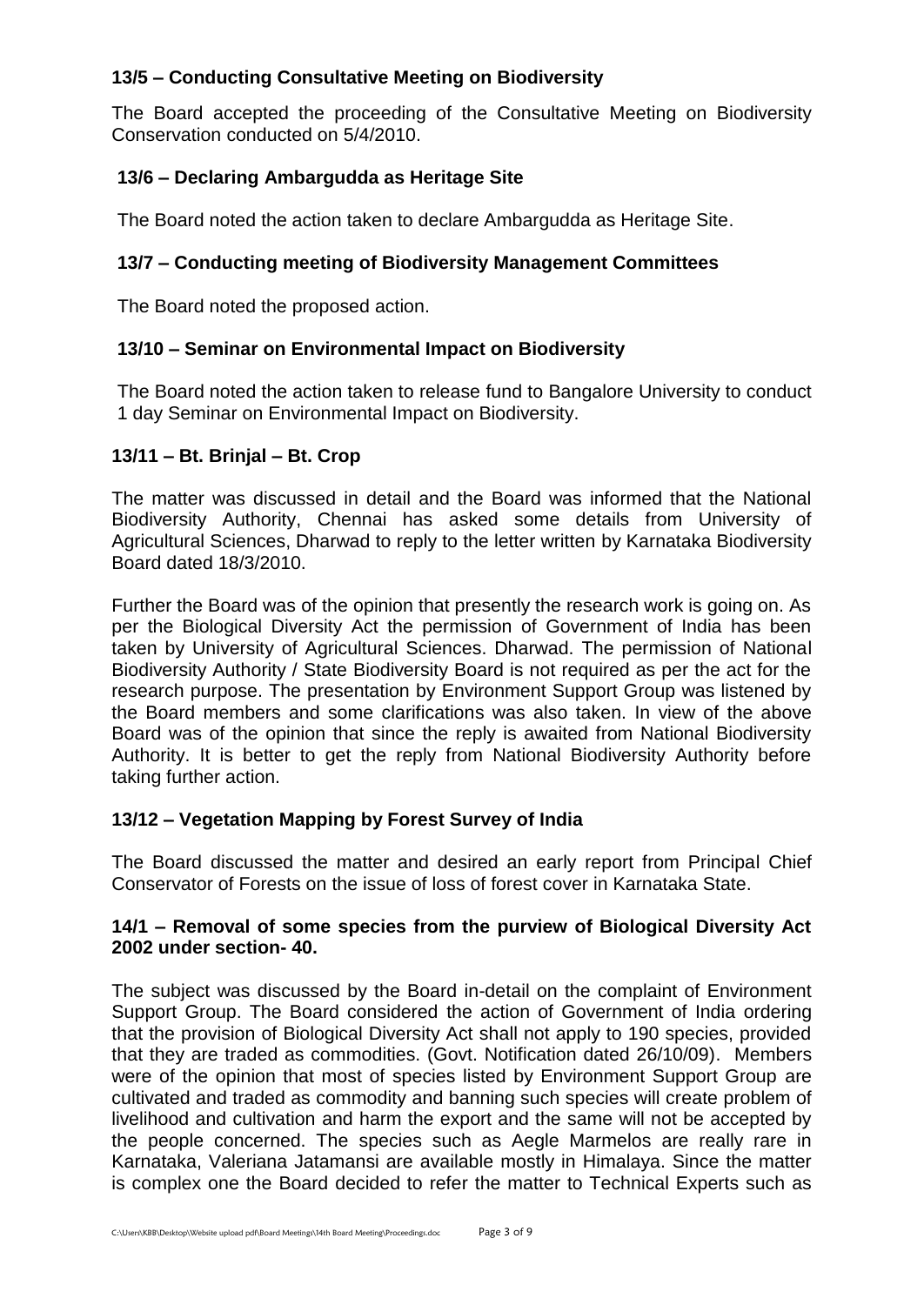### 13/5 – Conducting Consultative Meeting on Biodiversity

The Board accepted the proceeding of the Consultative Meeting on Biodiversity Conservation conducted on 5/4/2010.

### 13/6 – Declaring Ambargudda as Heritage Site

The Board noted the action taken to declare Ambargudda as Heritage Site.

### 13/7 – Conducting meeting of Biodiversity Management Committees

The Board noted the proposed action.

### 13/10 – Seminar on Environmental Impact on Biodiversity

The Board noted the action taken to release fund to Bangalore University to conduct 1 day Seminar on Environmental Impact on Biodiversity.

### 13/11 – Bt. Brinjal – Bt. Crop

The matter was discussed in detail and the Board was informed that the National Biodiversity Authority, Chennai has asked some details from University of Agricultural Sciences, Dharwad to reply to the letter written by Karnataka Biodiversity Board dated 18/3/2010.

Further the Board was of the opinion that presently the research work is going on. As per the Biological Diversity Act the permission of Government of India has been taken by University of Agricultural Sciences. Dharwad. The permission of National Biodiversity Authority / State Biodiversity Board is not required as per the act for the research purpose. The presentation by Environment Support Group was listened by the Board members and some clarifications was also taken. In view of the above Board was of the opinion that since the reply is awaited from National Biodiversity Authority. It is better to get the reply from National Biodiversity Authority before taking further action.

### 13/12 – Vegetation Mapping by Forest Survey of India

The Board discussed the matter and desired an early report from Principal Chief Conservator of Forests on the issue of loss of forest cover in Karnataka State.

### 14/1 – Removal of some species from the purview of Biological Diversity Act 2002 under section- 40.

The subject was discussed by the Board in-detail on the complaint of Environment Support Group. The Board considered the action of Government of India ordering that the provision of Biological Diversity Act shall not apply to 190 species, provided that they are traded as commodities. (Govt. Notification dated 26/10/09). Members were of the opinion that most of species listed by Environment Support Group are cultivated and traded as commodity and banning such species will create problem of livelihood and cultivation and harm the export and the same will not be accepted by the people concerned. The species such as Aegle Marmelos are really rare in Karnataka, Valeriana Jatamansi are available mostly in Himalaya. Since the matter is complex one the Board decided to refer the matter to Technical Experts such as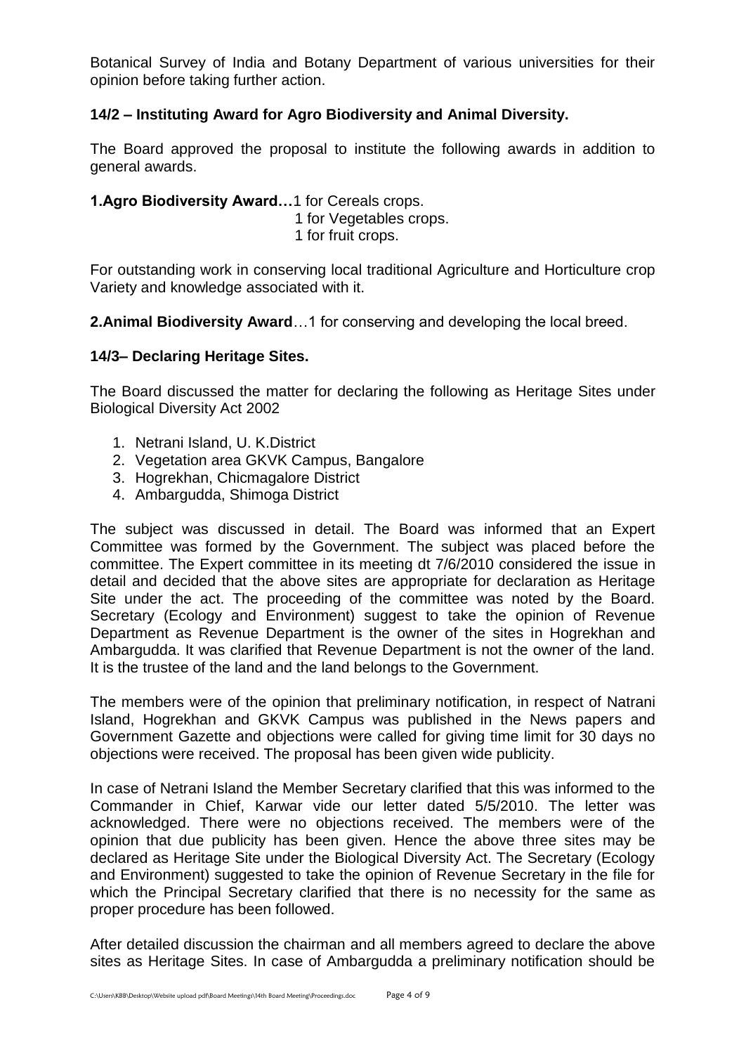Botanical Survey of India and Botany Department of various universities for their opinion before taking further action.

**14/2 – Instituting Award for Agro Biodiversity and Animal Diversity.**

The Board approved the proposal to institute the following awards in addition to general awards.

**1.Agro Biodiversity Award…**1 for Cereals crops.
1 for Vegetables crops.
1 for fruit crops.

For outstanding work in conserving local traditional Agriculture and Horticulture crop Variety and knowledge associated with it.

**2.Animal Biodiversity Award**…1 for conserving and developing the local breed.

**14/3– Declaring Heritage Sites.**

The Board discussed the matter for declaring the following as Heritage Sites under Biological Diversity Act 2002

1. Netrani Island, U. K.District
2. Vegetation area GKVK Campus, Bangalore
3. Hogrekhan, Chicmagalore District
4. Ambargudda, Shimoga District

The subject was discussed in detail. The Board was informed that an Expert Committee was formed by the Government. The subject was placed before the committee. The Expert committee in its meeting dt 7/6/2010 considered the issue in detail and decided that the above sites are appropriate for declaration as Heritage Site under the act. The proceeding of the committee was noted by the Board. Secretary (Ecology and Environment) suggest to take the opinion of Revenue Department as Revenue Department is the owner of the sites in Hogrekhan and Ambargudda. It was clarified that Revenue Department is not the owner of the land. It is the trustee of the land and the land belongs to the Government.

The members were of the opinion that preliminary notification, in respect of Natrani Island, Hogrekhan and GKVK Campus was published in the News papers and Government Gazette and objections were called for giving time limit for 30 days no objections were received. The proposal has been given wide publicity.

In case of Netrani Island the Member Secretary clarified that this was informed to the Commander in Chief, Karwar vide our letter dated 5/5/2010. The letter was acknowledged. There were no objections received. The members were of the opinion that due publicity has been given. Hence the above three sites may be declared as Heritage Site under the Biological Diversity Act. The Secretary (Ecology and Environment) suggested to take the opinion of Revenue Secretary in the file for which the Principal Secretary clarified that there is no necessity for the same as proper procedure has been followed.

After detailed discussion the chairman and all members agreed to declare the above sites as Heritage Sites. In case of Ambargudda a preliminary notification should be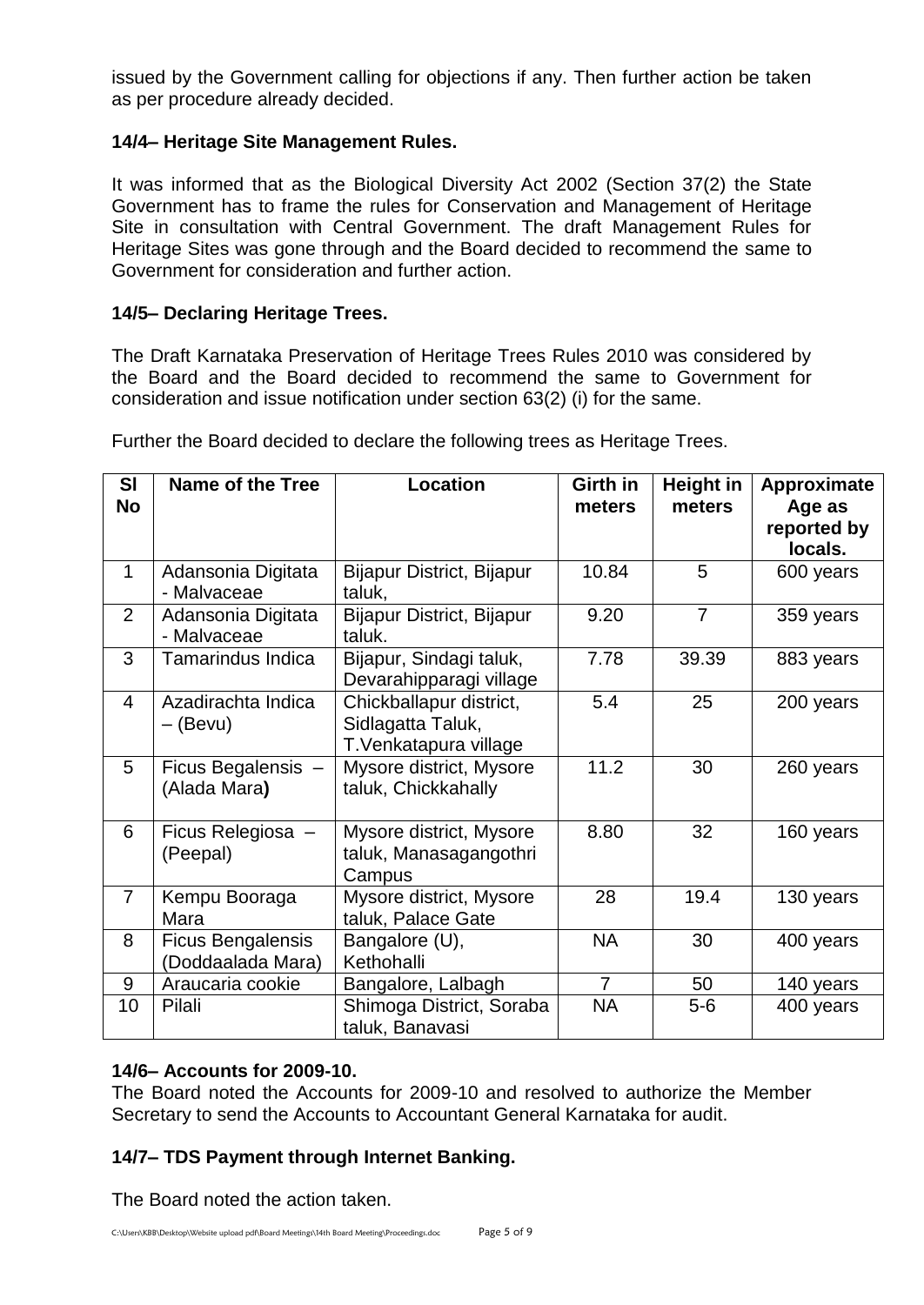issued by the Government calling for objections if any. Then further action be taken as per procedure already decided.

**14/4– Heritage Site Management Rules.**

It was informed that as the Biological Diversity Act 2002 (Section 37(2) the State Government has to frame the rules for Conservation and Management of Heritage Site in consultation with Central Government. The draft Management Rules for Heritage Sites was gone through and the Board decided to recommend the same to Government for consideration and further action.

**14/5– Declaring Heritage Trees.**

The Draft Karnataka Preservation of Heritage Trees Rules 2010 was considered by the Board and the Board decided to recommend the same to Government for consideration and issue notification under section 63(2) (i) for the same.

Further the Board decided to declare the following trees as Heritage Trees.

| Sl No | Name of the Tree | Location | Girth in meters | Height in meters | Approximate Age as reported by locals. |
|---|---|---|---|---|---|
| 1 | Adansonia Digitata - Malvaceae | Bijapur District, Bijapur taluk, | 10.84 | 5 | 600 years |
| 2 | Adansonia Digitata - Malvaceae | Bijapur District, Bijapur taluk. | 9.20 | 7 | 359 years |
| 3 | Tamarindus Indica | Bijapur, Sindagi taluk, Devarahipparagi village | 7.78 | 39.39 | 883 years |
| 4 | Azadirachta Indica – (Bevu) | Chickballapur district, Sidlagatta Taluk, T.Venkatapura village | 5.4 | 25 | 200 years |
| 5 | Ficus Begalensis – (Alada Mara**)** | Mysore district, Mysore taluk, Chickkahally | 11.2 | 30 | 260 years |
| 6 | Ficus Relegiosa – (Peepal) | Mysore district, Mysore taluk, Manasagangothri Campus | 8.80 | 32 | 160 years |
| 7 | Kempu Booraga Mara | Mysore district, Mysore taluk, Palace Gate | 28 | 19.4 | 130 years |
| 8 | Ficus Bengalensis (Doddaalada Mara) | Bangalore (U), Kethohalli | NA | 30 | 400 years |
| 9 | Araucaria cookie | Bangalore, Lalbagh | 7 | 50 | 140 years |
| 10 | Pilali | Shimoga District, Soraba taluk, Banavasi | NA | 5-6 | 400 years |

**14/6– Accounts for 2009-10.**

The Board noted the Accounts for 2009-10 and resolved to authorize the Member Secretary to send the Accounts to Accountant General Karnataka for audit.

**14/7– TDS Payment through Internet Banking.**

The Board noted the action taken.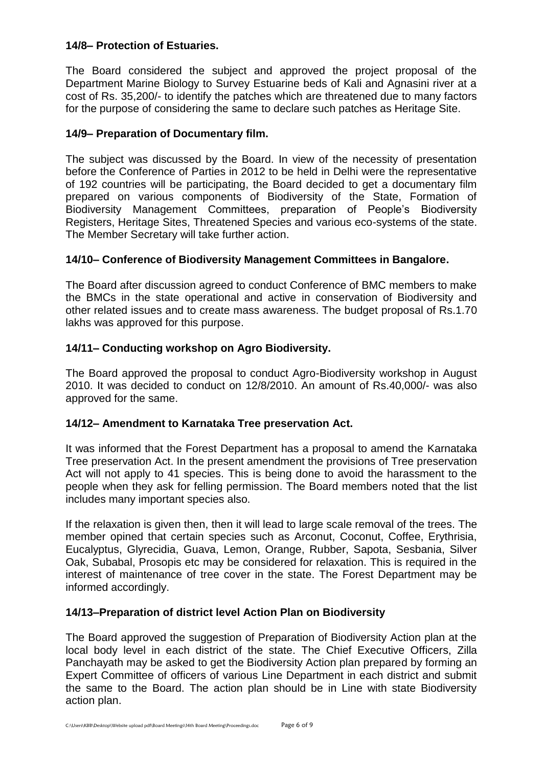**14/8– Protection of Estuaries.**

The Board considered the subject and approved the project proposal of the Department Marine Biology to Survey Estuarine beds of Kali and Agnasini river at a cost of Rs. 35,200/- to identify the patches which are threatened due to many factors for the purpose of considering the same to declare such patches as Heritage Site.

**14/9– Preparation of Documentary film.**

The subject was discussed by the Board. In view of the necessity of presentation before the Conference of Parties in 2012 to be held in Delhi were the representative of 192 countries will be participating, the Board decided to get a documentary film prepared on various components of Biodiversity of the State, Formation of Biodiversity Management Committees, preparation of People's Biodiversity Registers, Heritage Sites, Threatened Species and various eco-systems of the state. The Member Secretary will take further action.

**14/10– Conference of Biodiversity Management Committees in Bangalore.**

The Board after discussion agreed to conduct Conference of BMC members to make the BMCs in the state operational and active in conservation of Biodiversity and other related issues and to create mass awareness. The budget proposal of Rs.1.70 lakhs was approved for this purpose.

**14/11– Conducting workshop on Agro Biodiversity.**

The Board approved the proposal to conduct Agro-Biodiversity workshop in August 2010. It was decided to conduct on 12/8/2010. An amount of Rs.40,000/- was also approved for the same.

**14/12– Amendment to Karnataka Tree preservation Act.**

It was informed that the Forest Department has a proposal to amend the Karnataka Tree preservation Act. In the present amendment the provisions of Tree preservation Act will not apply to 41 species. This is being done to avoid the harassment to the people when they ask for felling permission. The Board members noted that the list includes many important species also.

If the relaxation is given then, then it will lead to large scale removal of the trees. The member opined that certain species such as Arconut, Coconut, Coffee, Erythrisia, Eucalyptus, Glyrecidia, Guava, Lemon, Orange, Rubber, Sapota, Sesbania, Silver Oak, Subabal, Prosopis etc may be considered for relaxation. This is required in the interest of maintenance of tree cover in the state. The Forest Department may be informed accordingly.

**14/13–Preparation of district level Action Plan on Biodiversity**

The Board approved the suggestion of Preparation of Biodiversity Action plan at the local body level in each district of the state. The Chief Executive Officers, Zilla Panchayath may be asked to get the Biodiversity Action plan prepared by forming an Expert Committee of officers of various Line Department in each district and submit the same to the Board. The action plan should be in Line with state Biodiversity action plan.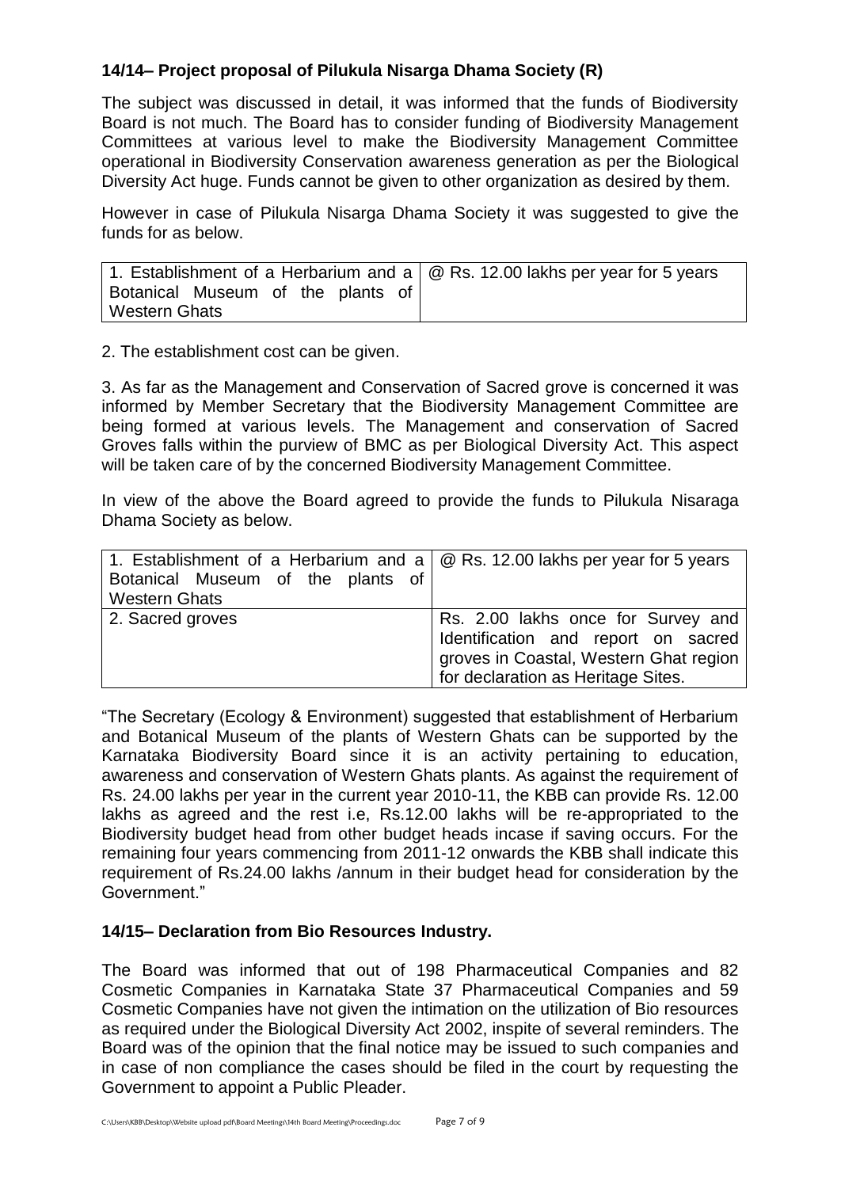### 14/14– Project proposal of Pilukula Nisarga Dhama Society (R)

The subject was discussed in detail, it was informed that the funds of Biodiversity Board is not much. The Board has to consider funding of Biodiversity Management Committees at various level to make the Biodiversity Management Committee operational in Biodiversity Conservation awareness generation as per the Biological Diversity Act huge. Funds cannot be given to other organization as desired by them.

However in case of Pilukula Nisarga Dhama Society it was suggested to give the funds for as below.

| 1. Establishment of a Herbarium and a Botanical Museum of the plants of Western Ghats | @ Rs. 12.00 lakhs per year for 5 years |
|---|---|

2. The establishment cost can be given.

3. As far as the Management and Conservation of Sacred grove is concerned it was informed by Member Secretary that the Biodiversity Management Committee are being formed at various levels. The Management and conservation of Sacred Groves falls within the purview of BMC as per Biological Diversity Act. This aspect will be taken care of by the concerned Biodiversity Management Committee.

In view of the above the Board agreed to provide the funds to Pilukula Nisaraga Dhama Society as below.

| 1. Establishment of a Herbarium and a Botanical Museum of the plants of Western Ghats | @ Rs. 12.00 lakhs per year for 5 years |
|---|---|
| 2. Sacred groves | Rs. 2.00 lakhs once for Survey and Identification and report on sacred groves in Coastal, Western Ghat region for declaration as Heritage Sites. |

"The Secretary (Ecology & Environment) suggested that establishment of Herbarium and Botanical Museum of the plants of Western Ghats can be supported by the Karnataka Biodiversity Board since it is an activity pertaining to education, awareness and conservation of Western Ghats plants. As against the requirement of Rs. 24.00 lakhs per year in the current year 2010-11, the KBB can provide Rs. 12.00 lakhs as agreed and the rest i.e, Rs.12.00 lakhs will be re-appropriated to the Biodiversity budget head from other budget heads incase if saving occurs. For the remaining four years commencing from 2011-12 onwards the KBB shall indicate this requirement of Rs.24.00 lakhs /annum in their budget head for consideration by the Government."

### 14/15– Declaration from Bio Resources Industry.

The Board was informed that out of 198 Pharmaceutical Companies and 82 Cosmetic Companies in Karnataka State 37 Pharmaceutical Companies and 59 Cosmetic Companies have not given the intimation on the utilization of Bio resources as required under the Biological Diversity Act 2002, inspite of several reminders. The Board was of the opinion that the final notice may be issued to such companies and in case of non compliance the cases should be filed in the court by requesting the Government to appoint a Public Pleader.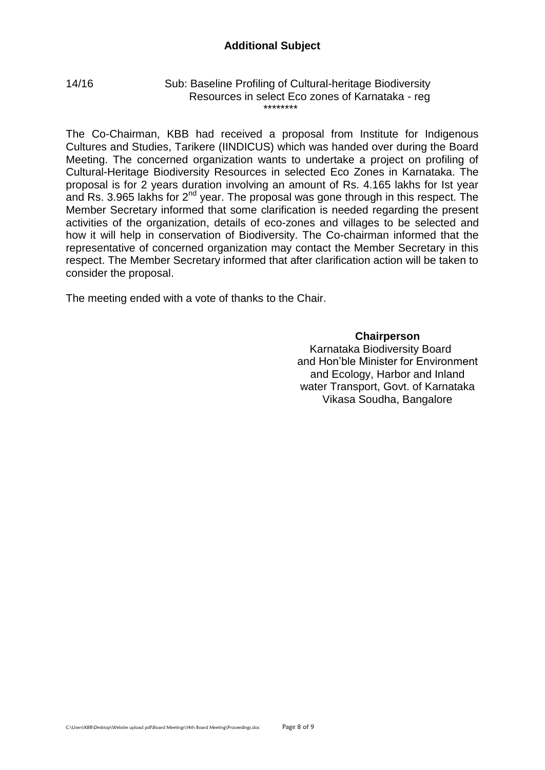## Additional Subject

14/16 Sub: Baseline Profiling of Cultural-heritage Biodiversity Resources in select Eco zones of Karnataka - reg

********

The Co-Chairman, KBB had received a proposal from Institute for Indigenous Cultures and Studies, Tarikere (IINDICUS) which was handed over during the Board Meeting. The concerned organization wants to undertake a project on profiling of Cultural-Heritage Biodiversity Resources in selected Eco Zones in Karnataka. The proposal is for 2 years duration involving an amount of Rs. 4.165 lakhs for Ist year and Rs. 3.965 lakhs for 2nd year. The proposal was gone through in this respect. The Member Secretary informed that some clarification is needed regarding the present activities of the organization, details of eco-zones and villages to be selected and how it will help in conservation of Biodiversity. The Co-chairman informed that the representative of concerned organization may contact the Member Secretary in this respect. The Member Secretary informed that after clarification action will be taken to consider the proposal.

The meeting ended with a vote of thanks to the Chair.

**Chairperson**
Karnataka Biodiversity Board
and Hon'ble Minister for Environment
and Ecology, Harbor and Inland
water Transport, Govt. of Karnataka
Vikasa Soudha, Bangalore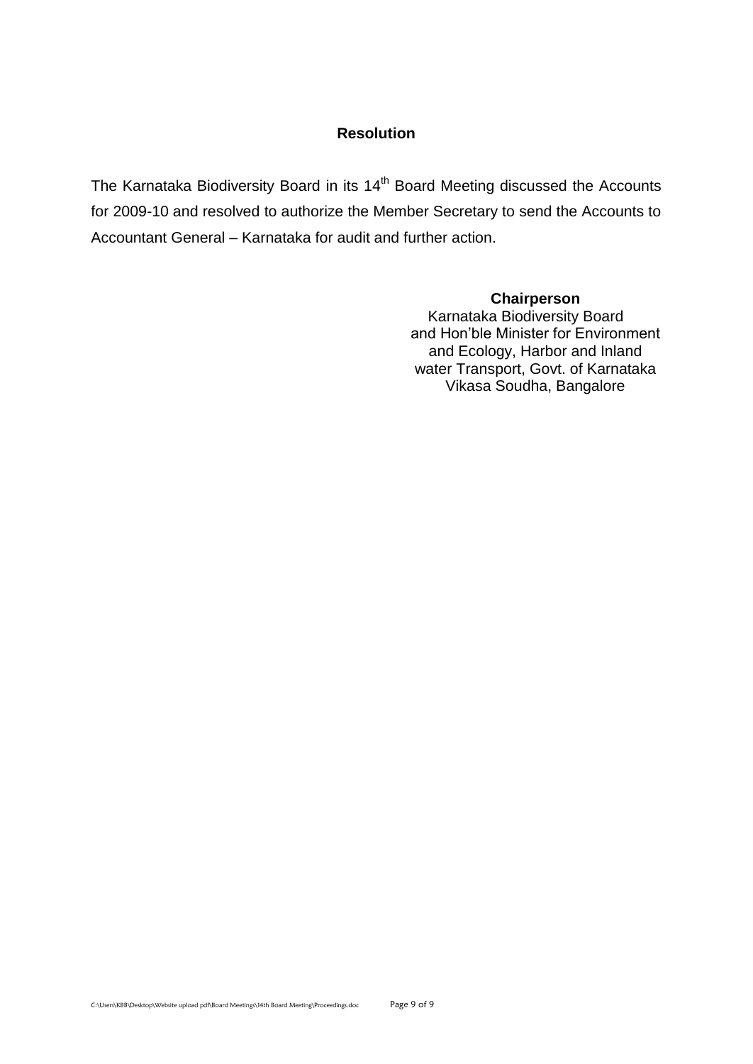**Resolution**

The Karnataka Biodiversity Board in its 14th Board Meeting discussed the Accounts for 2009-10 and resolved to authorize the Member Secretary to send the Accounts to Accountant General – Karnataka for audit and further action.

**Chairperson**
Karnataka Biodiversity Board
and Hon'ble Minister for Environment
and Ecology, Harbor and Inland
water Transport, Govt. of Karnataka
Vikasa Soudha, Bangalore